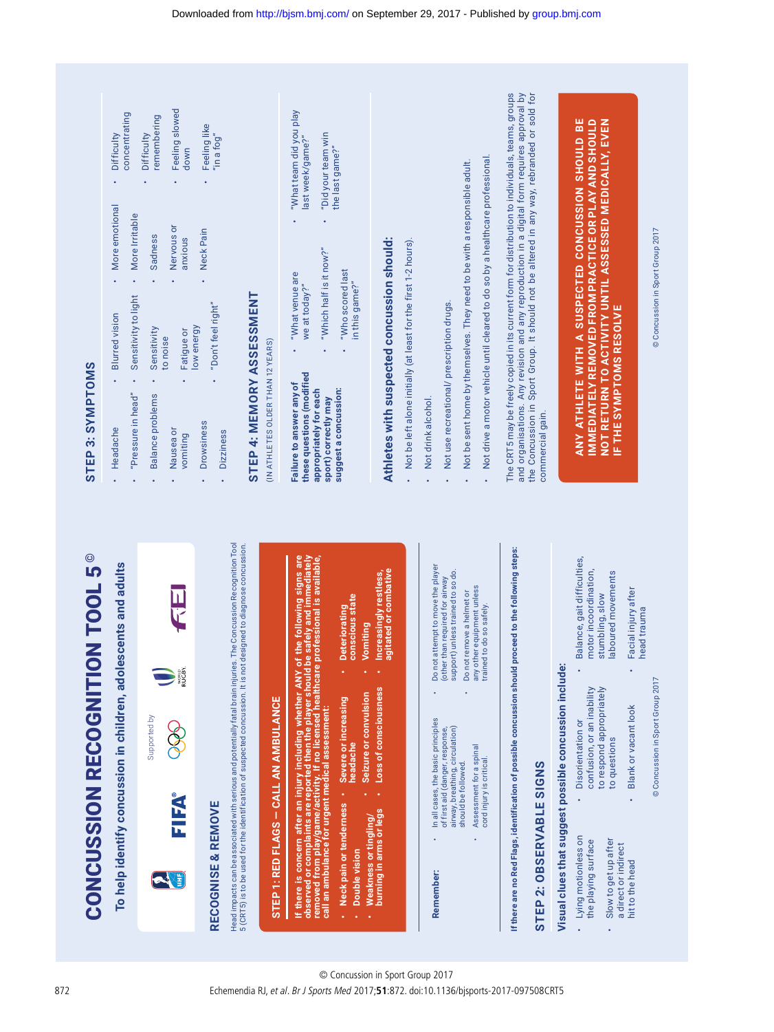# CONCUSSION RECOGNITION TOOL 5©

## To help identify concussion in children, adolescents and adults

Supported by

## RECOGNISE & REMOVE

Head impacts can be associated with serious and potentially fatal brain injuries. The Concussion Recognition Tool 5 (CRT5) is to be used for the identification of suspected concussion. It is not designed to diagnose concussion.

### STEP 1: RED FLAGS – CALL AN AMBULANCE

**If there is concern after an injury including whether ANY of the following signs are observed or complaints are reported then the player should be safely and immediately removed from play/game/activity. If no licensed healthcare professional is available, call an ambulance for urgent medical assessment:**

- Neck pain or tenderness
- Double vision
- Weakness or tingling/burning in arms or legs
- Severe or increasing headache
- Seizure or convulsion
- Loss of consciousness
- Deteriorating conscious state
- Vomiting
- Increasingly restless, agitated or combative

**Remember:**

- In all cases, the basic principles of first aid (danger, response, airway, breathing, circulation) should be followed.
- Assessment for a spinal cord injury is critical.
- Do not attempt to move the player (other than required for airway support) unless trained to so do.
- Do not remove a helmet or any other equipment unless trained to do so safely.

**If there are no Red Flags, identification of possible concussion should proceed to the following steps:**

### STEP 2: OBSERVABLE SIGNS

**Visual clues that suggest possible concussion include:**

- Lying motionless on the playing surface
- Slow to get up after a direct or indirect hit to the head
- Disorientation or confusion, or an inability to respond appropriately to questions
- Blank or vacant look
- Balance, gait difficulties, motor incoordination, stumbling, slow laboured movements
- Facial injury after head trauma

© Concussion in Sport Group 2017

### STEP 3: SYMPTOMS

- Headache
- "Pressure in head"
- Balance problems
- Nausea or vomiting
- Drowsiness
- Dizziness
- Blurred vision
- Sensitivity to light
- Sensitivity to noise
- Fatigue or low energy
- "Don't feel right"
- More emotional
- More Irritable
- Sadness
- Nervous or anxious
- Neck Pain
- Difficulty concentrating
- Difficulty remembering
- Feeling slowed down
- Feeling like "in a fog"

### STEP 4: MEMORY ASSESSMENT

(IN ATHLETES OLDER THAN 12 YEARS)

**Failure to answer any of these questions (modified appropriately for each sport) correctly may suggest a concussion:**

- "What venue are we at today?"
- "Which half is it now?"
- "Who scored last in this game?"
- "What team did you play last week/game?"
- "Did your team win the last game?"

## Athletes with suspected concussion should:

- Not be left alone initially (at least for the first 1-2 hours).
- Not drink alcohol.
- Not use recreational/ prescription drugs.
- Not be sent home by themselves. They need to be with a responsible adult.
- Not drive a motor vehicle until cleared to do so by a healthcare professional.

The CRT5 may be freely copied in its current form for distribution to individuals, teams, groups and organisations. Any revision and any reproduction in a digital form requires approval by the Concussion in Sport Group. It should not be altered in any way, rebranded or sold for commercial gain.

**ANY ATHLETE WITH A SUSPECTED CONCUSSION SHOULD BE IMMEDIATELY REMOVED FROM PRACTICE OR PLAY AND SHOULD NOT RETURN TO ACTIVITY UNTIL ASSESSED MEDICALLY, EVEN IF THE SYMPTOMS RESOLVE**

© Concussion in Sport Group 2017

© Concussion in Sport Group 2017

Echemendia RJ, *et al*. *Br J Sports Med* 2017;**51**:872. doi:10.1136/bjsports-2017-097508CRT5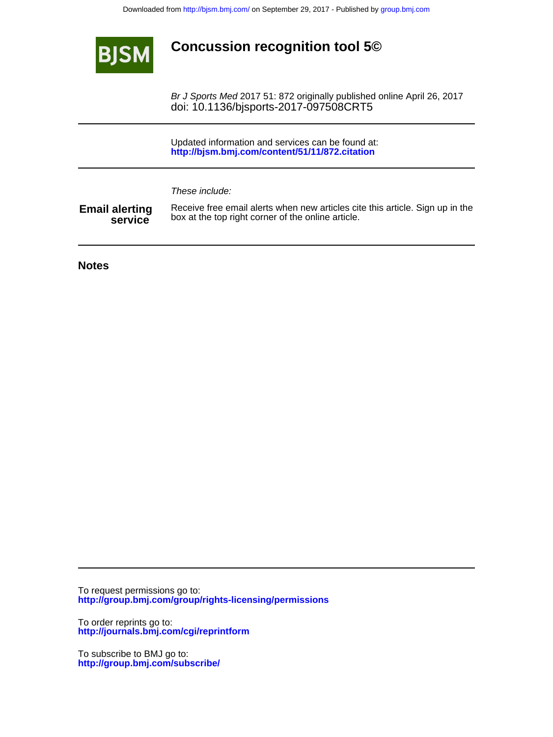Downloaded from http://bjsm.bmj.com/ on September 29, 2017 - Published by group.bmj.com

BJSM

# Concussion recognition tool 5©

*Br J Sports Med* 2017 51: 872 originally published online April 26, 2017
doi: 10.1136/bjsports-2017-097508CRT5

Updated information and services can be found at:
**http://bjsm.bmj.com/content/51/11/872.citation**

*These include:*

**Email alerting service**

Receive free email alerts when new articles cite this article. Sign up in the box at the top right corner of the online article.

## Notes

To request permissions go to:
**http://group.bmj.com/group/rights-licensing/permissions**

To order reprints go to:
**http://journals.bmj.com/cgi/reprintform**

To subscribe to BMJ go to:
**http://group.bmj.com/subscribe/**